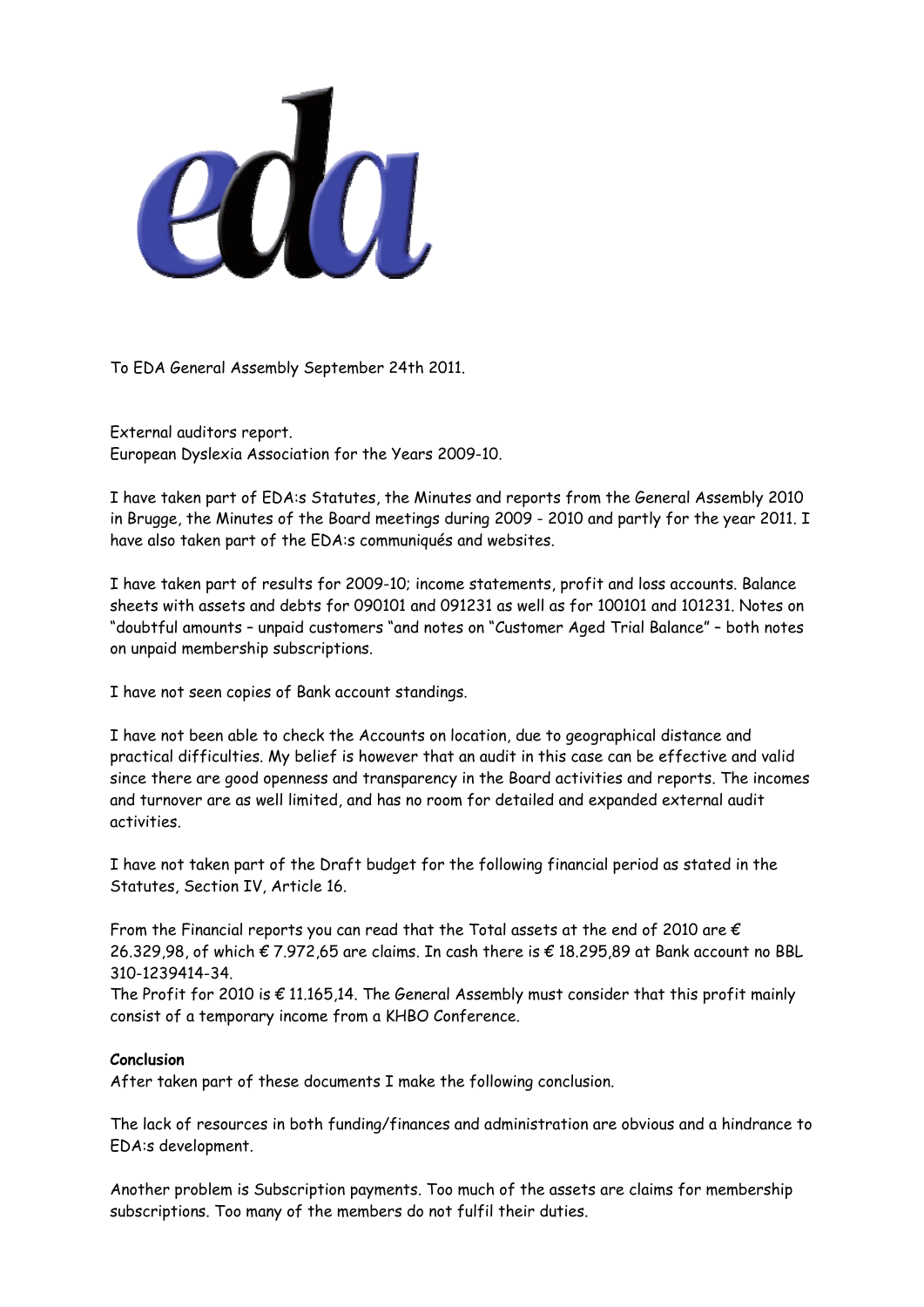To EDA General Assembly September 24th 2011.

External auditors report.
European Dyslexia Association for the Years 2009-10.

I have taken part of EDA:s Statutes, the Minutes and reports from the General Assembly 2010 in Brugge, the Minutes of the Board meetings during 2009 - 2010 and partly for the year 2011. I have also taken part of the EDA:s communiqués and websites.

I have taken part of results for 2009-10; income statements, profit and loss accounts. Balance sheets with assets and debts for 090101 and 091231 as well as for 100101 and 101231. Notes on "doubtful amounts – unpaid customers "and notes on "Customer Aged Trial Balance" – both notes on unpaid membership subscriptions.

I have not seen copies of Bank account standings.

I have not been able to check the Accounts on location, due to geographical distance and practical difficulties. My belief is however that an audit in this case can be effective and valid since there are good openness and transparency in the Board activities and reports. The incomes and turnover are as well limited, and has no room for detailed and expanded external audit activities.

I have not taken part of the Draft budget for the following financial period as stated in the Statutes, Section IV, Article 16.

From the Financial reports you can read that the Total assets at the end of 2010 are € 26.329,98, of which € 7.972,65 are claims. In cash there is € 18.295,89 at Bank account no BBL 310-1239414-34.
The Profit for 2010 is € 11.165,14. The General Assembly must consider that this profit mainly consist of a temporary income from a KHBO Conference.

**Conclusion**
After taken part of these documents I make the following conclusion.

The lack of resources in both funding/finances and administration are obvious and a hindrance to EDA:s development.

Another problem is Subscription payments. Too much of the assets are claims for membership subscriptions. Too many of the members do not fulfil their duties.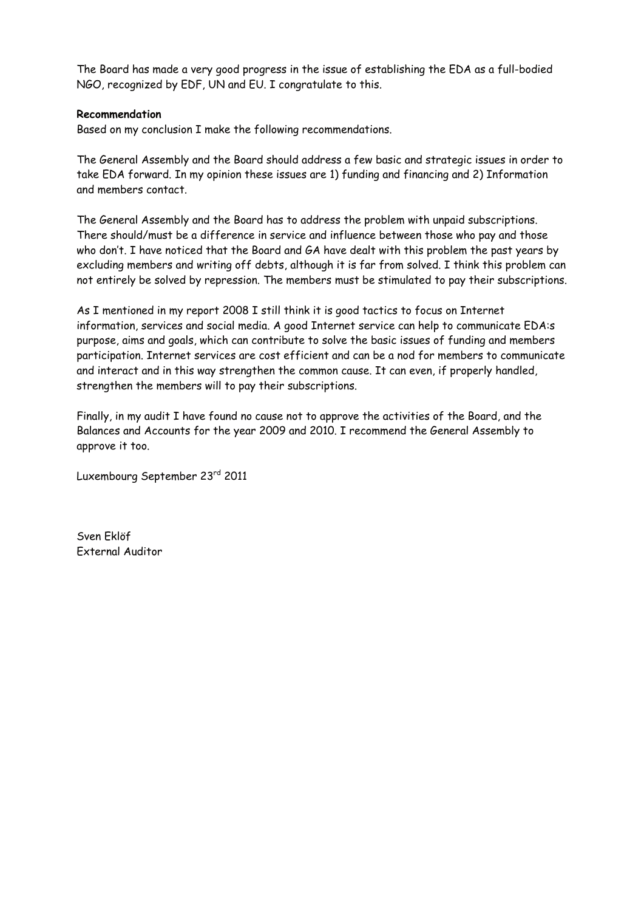The Board has made a very good progress in the issue of establishing the EDA as a full-bodied NGO, recognized by EDF, UN and EU. I congratulate to this.

**Recommendation**

Based on my conclusion I make the following recommendations.

The General Assembly and the Board should address a few basic and strategic issues in order to take EDA forward. In my opinion these issues are 1) funding and financing and 2) Information and members contact.

The General Assembly and the Board has to address the problem with unpaid subscriptions. There should/must be a difference in service and influence between those who pay and those who don't. I have noticed that the Board and GA have dealt with this problem the past years by excluding members and writing off debts, although it is far from solved. I think this problem can not entirely be solved by repression. The members must be stimulated to pay their subscriptions.

As I mentioned in my report 2008 I still think it is good tactics to focus on Internet information, services and social media. A good Internet service can help to communicate EDA:s purpose, aims and goals, which can contribute to solve the basic issues of funding and members participation. Internet services are cost efficient and can be a nod for members to communicate and interact and in this way strengthen the common cause. It can even, if properly handled, strengthen the members will to pay their subscriptions.

Finally, in my audit I have found no cause not to approve the activities of the Board, and the Balances and Accounts for the year 2009 and 2010. I recommend the General Assembly to approve it too.

Luxembourg September 23rd 2011

Sven Eklöf
External Auditor